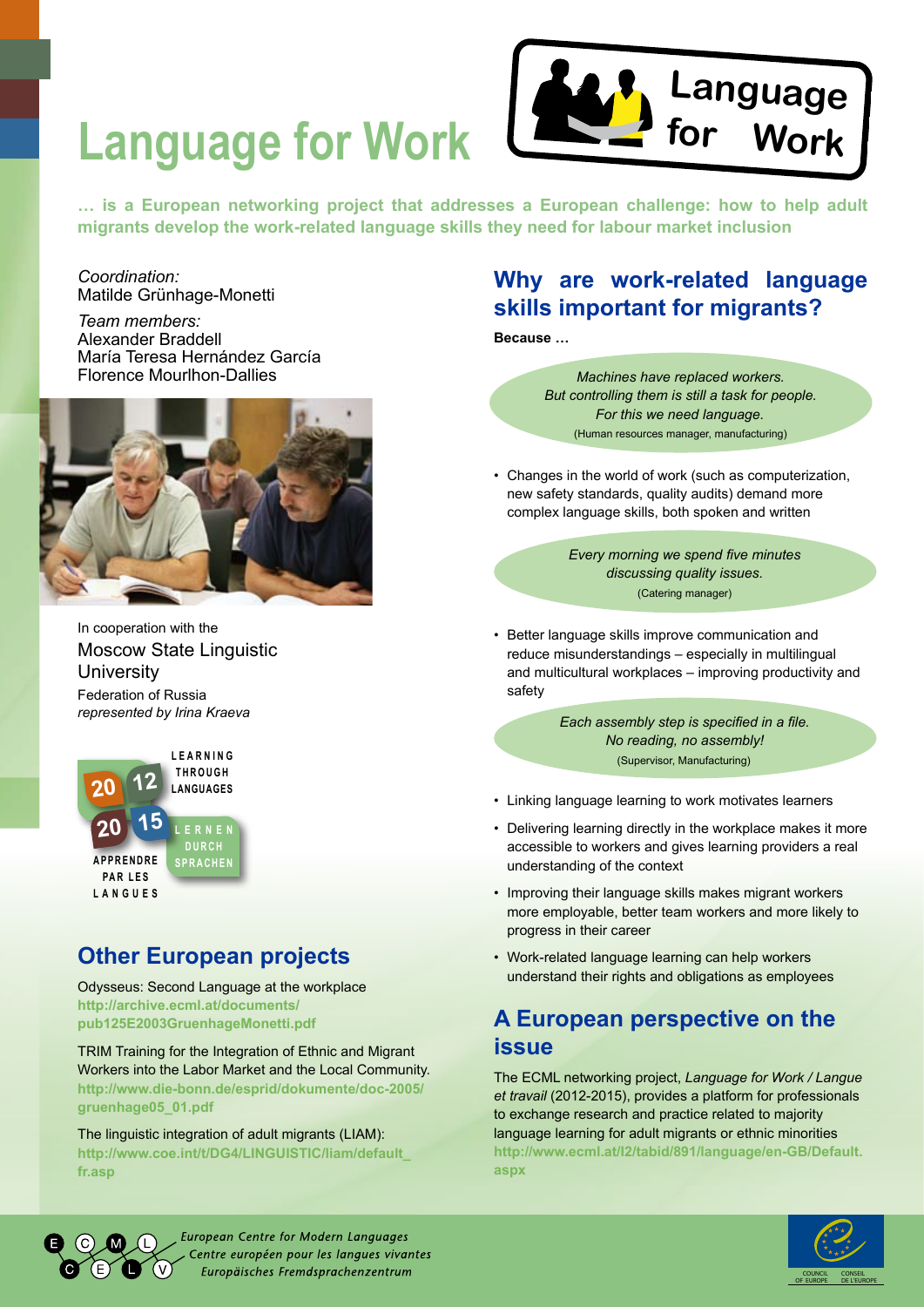# Language for Work

**… is a European networking project that addresses a European challenge: how to help adult migrants develop the work-related language skills they need for labour market inclusion**

*Coordination:*
Matilde Grünhage-Monetti

*Team members:*
Alexander Braddell
María Teresa Hernández García
Florence Mourlhon-Dallies

In cooperation with the
Moscow State Linguistic University
Federation of Russia
*represented by Irina Kraeva*

LEARNING THROUGH LANGUAGES 2012–2015
LERNEN DURCH SPRACHEN
APPRENDRE PAR LES LANGUES

## Other European projects

Odysseus: Second Language at the workplace
**http://archive.ecml.at/documents/pub125E2003GruenhageMonetti.pdf**

TRIM Training for the Integration of Ethnic and Migrant Workers into the Labor Market and the Local Community.
**http://www.die-bonn.de/esprid/dokumente/doc-2005/gruenhage05_01.pdf**

The linguistic integration of adult migrants (LIAM):
**http://www.coe.int/t/DG4/LINGUISTIC/liam/default_fr.asp**

## Why are work-related language skills important for migrants?

**Because …**

*Machines have replaced workers.*
*But controlling them is still a task for people.*
*For this we need language.*
(Human resources manager, manufacturing)

- Changes in the world of work (such as computerization, new safety standards, quality audits) demand more complex language skills, both spoken and written

*Every morning we spend five minutes discussing quality issues.*
(Catering manager)

- Better language skills improve communication and reduce misunderstandings – especially in multilingual and multicultural workplaces – improving productivity and safety

*Each assembly step is specified in a file.*
*No reading, no assembly!*
(Supervisor, Manufacturing)

- Linking language learning to work motivates learners
- Delivering learning directly in the workplace makes it more accessible to workers and gives learning providers a real understanding of the context
- Improving their language skills makes migrant workers more employable, better team workers and more likely to progress in their career
- Work-related language learning can help workers understand their rights and obligations as employees

## A European perspective on the issue

The ECML networking project, *Language for Work / Langue et travail* (2012-2015), provides a platform for professionals to exchange research and practice related to majority language learning for adult migrants or ethnic minorities
**http://www.ecml.at/l2/tabid/891/language/en-GB/Default.aspx**

*European Centre for Modern Languages*
*Centre européen pour les langues vivantes*
*Europäisches Fremdsprachenzentrum*

COUNCIL OF EUROPE — CONSEIL DE L'EUROPE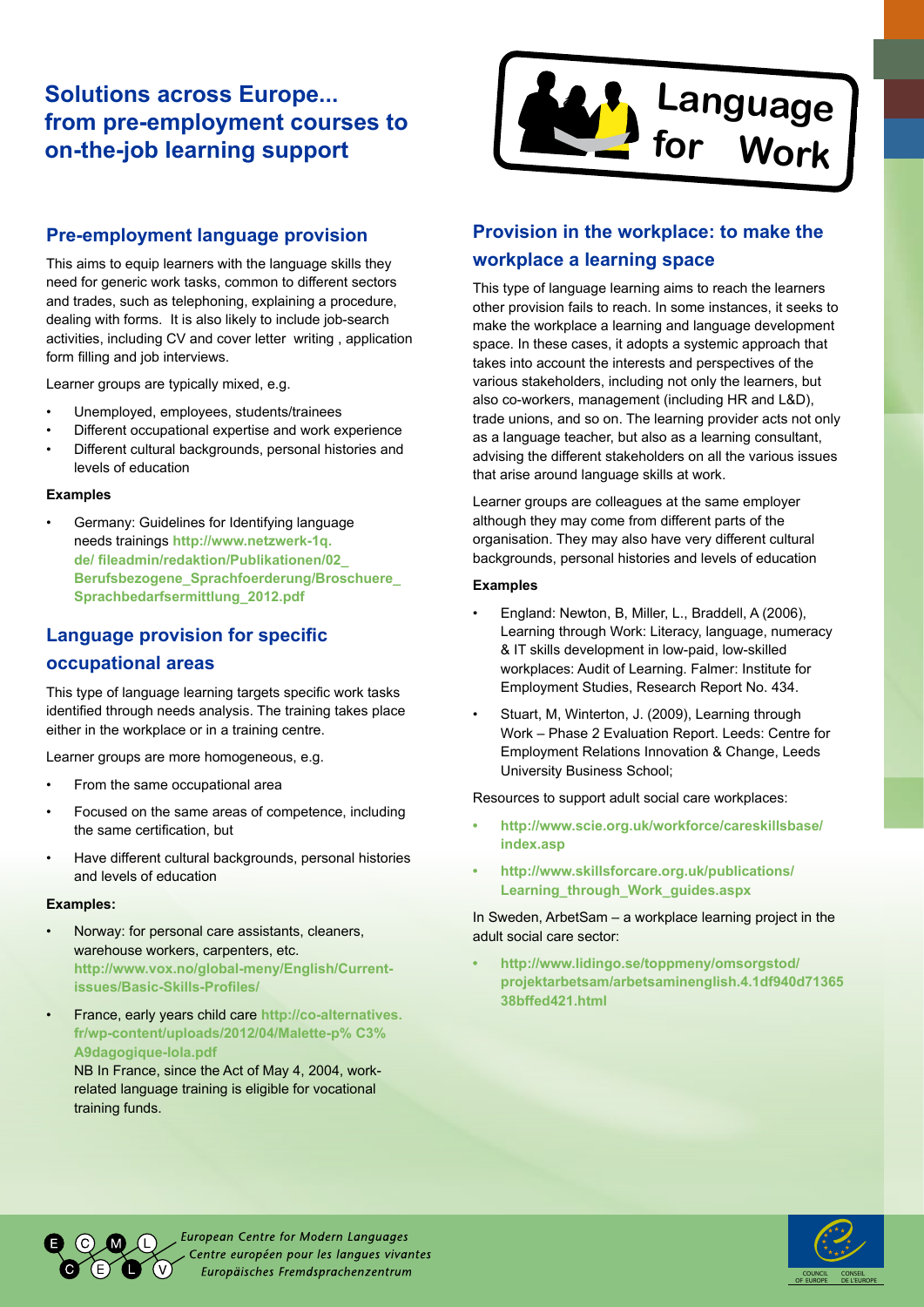# Solutions across Europe... from pre-employment courses to on-the-job learning support

Language for Work

## Pre-employment language provision

This aims to equip learners with the language skills they need for generic work tasks, common to different sectors and trades, such as telephoning, explaining a procedure, dealing with forms. It is also likely to include job-search activities, including CV and cover letter writing , application form filling and job interviews.

Learner groups are typically mixed, e.g.

- Unemployed, employees, students/trainees
- Different occupational expertise and work experience
- Different cultural backgrounds, personal histories and levels of education

**Examples**

- Germany: Guidelines for Identifying language needs trainings **http://www.netzwerk-1q.de/ fileadmin/redaktion/Publikationen/02_Berufsbezogene_Sprachfoerderung/Broschuere_Sprachbedarfsermittlung_2012.pdf**

## Language provision for specific occupational areas

This type of language learning targets specific work tasks identified through needs analysis. The training takes place either in the workplace or in a training centre.

Learner groups are more homogeneous, e.g.

- From the same occupational area
- Focused on the same areas of competence, including the same certification, but
- Have different cultural backgrounds, personal histories and levels of education

**Examples:**

- Norway: for personal care assistants, cleaners, warehouse workers, carpenters, etc. **http://www.vox.no/global-meny/English/Current-issues/Basic-Skills-Profiles/**
- France, early years child care **http://co-alternatives.fr/wp-content/uploads/2012/04/Malette-p% C3%A9dagogique-lola.pdf**
  NB In France, since the Act of May 4, 2004, work-related language training is eligible for vocational training funds.

## Provision in the workplace: to make the workplace a learning space

This type of language learning aims to reach the learners other provision fails to reach. In some instances, it seeks to make the workplace a learning and language development space. In these cases, it adopts a systemic approach that takes into account the interests and perspectives of the various stakeholders, including not only the learners, but also co-workers, management (including HR and L&D), trade unions, and so on. The learning provider acts not only as a language teacher, but also as a learning consultant, advising the different stakeholders on all the various issues that arise around language skills at work.

Learner groups are colleagues at the same employer although they may come from different parts of the organisation. They may also have very different cultural backgrounds, personal histories and levels of education

**Examples**

- England: Newton, B, Miller, L., Braddell, A (2006), Learning through Work: Literacy, language, numeracy & IT skills development in low-paid, low-skilled workplaces: Audit of Learning. Falmer: Institute for Employment Studies, Research Report No. 434.
- Stuart, M, Winterton, J. (2009), Learning through Work – Phase 2 Evaluation Report. Leeds: Centre for Employment Relations Innovation & Change, Leeds University Business School;

Resources to support adult social care workplaces:

- **http://www.scie.org.uk/workforce/careskillsbase/index.asp**
- **http://www.skillsforcare.org.uk/publications/Learning_through_Work_guides.aspx**

In Sweden, ArbetSam – a workplace learning project in the adult social care sector:

- **http://www.lidingo.se/toppmeny/omsorgstod/projektarbetsam/arbetsaminenglish.4.1df940d7136538bffed421.html**

ECML – *European Centre for Modern Languages*
*Centre européen pour les langues vivantes*
*Europäisches Fremdsprachenzentrum*

COUNCIL OF EUROPE – CONSEIL DE L'EUROPE